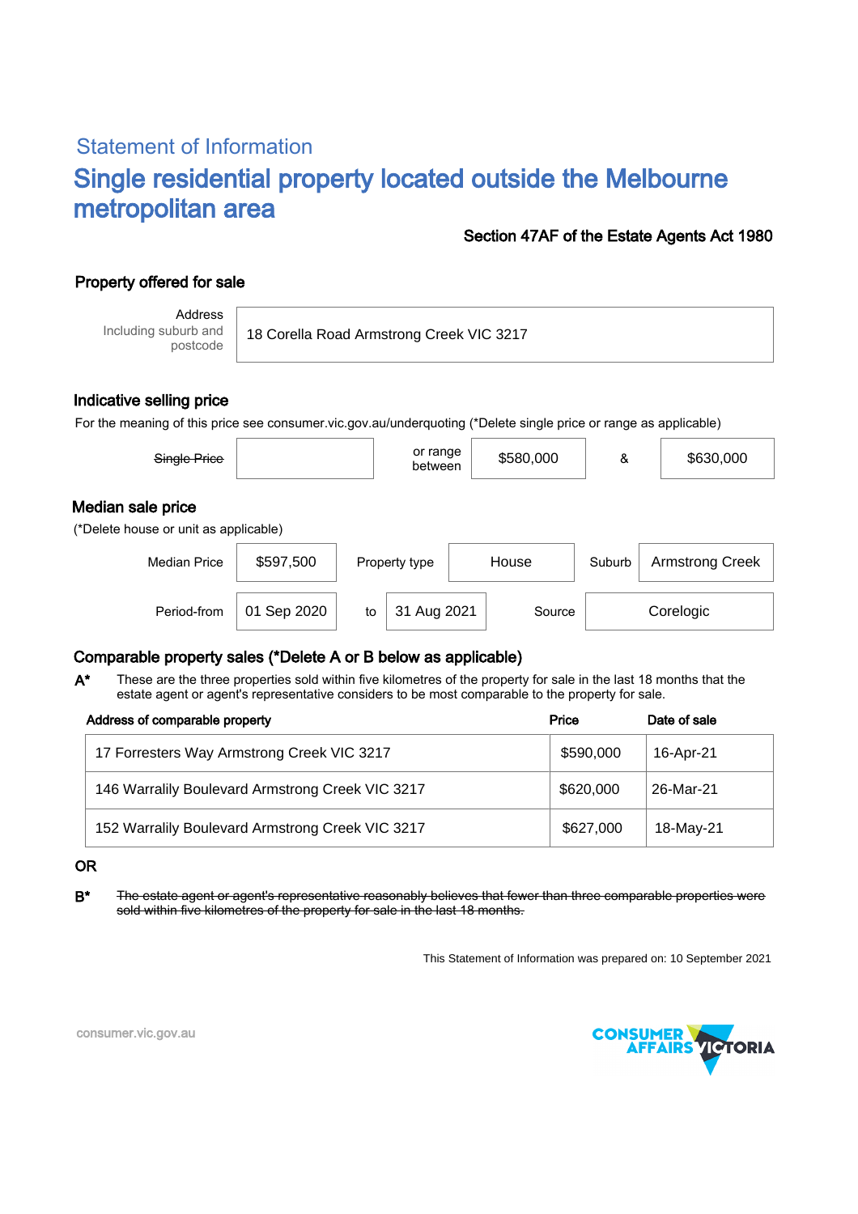## Statement of Information

# Single residential property located outside the Melbourne metropolitan area

**Section 47AF of the Estate Agents Act 1980**

### Property offered for sale

| Address Including suburb and postcode | 18 Corella Road Armstrong Creek VIC 3217 |
|---|---|

### Indicative selling price

For the meaning of this price see consumer.vic.gov.au/underquoting (*Delete single price or range as applicable)

| ~~Single Price~~ | | or range between | $580,000 | & | $630,000 |
|---|---|---|---|---|---|

### Median sale price

(*Delete house or unit as applicable)

| Median Price | $597,500 | Property type | House | Suburb | Armstrong Creek |
|---|---|---|---|---|---|
| Period-from | 01 Sep 2020 | to | 31 Aug 2021 | Source | Corelogic |

### Comparable property sales (*Delete A or B below as applicable)

**A*** These are the three properties sold within five kilometres of the property for sale in the last 18 months that the estate agent or agent's representative considers to be most comparable to the property for sale.

| Address of comparable property | Price | Date of sale |
|---|---|---|
| 17 Forresters Way Armstrong Creek VIC 3217 | $590,000 | 16-Apr-21 |
| 146 Warralily Boulevard Armstrong Creek VIC 3217 | $620,000 | 26-Mar-21 |
| 152 Warralily Boulevard Armstrong Creek VIC 3217 | $627,000 | 18-May-21 |

**OR**

**B*** ~~The estate agent or agent's representative reasonably believes that fewer than three comparable properties were sold within five kilometres of the property for sale in the last 18 months.~~

This Statement of Information was prepared on: 10 September 2021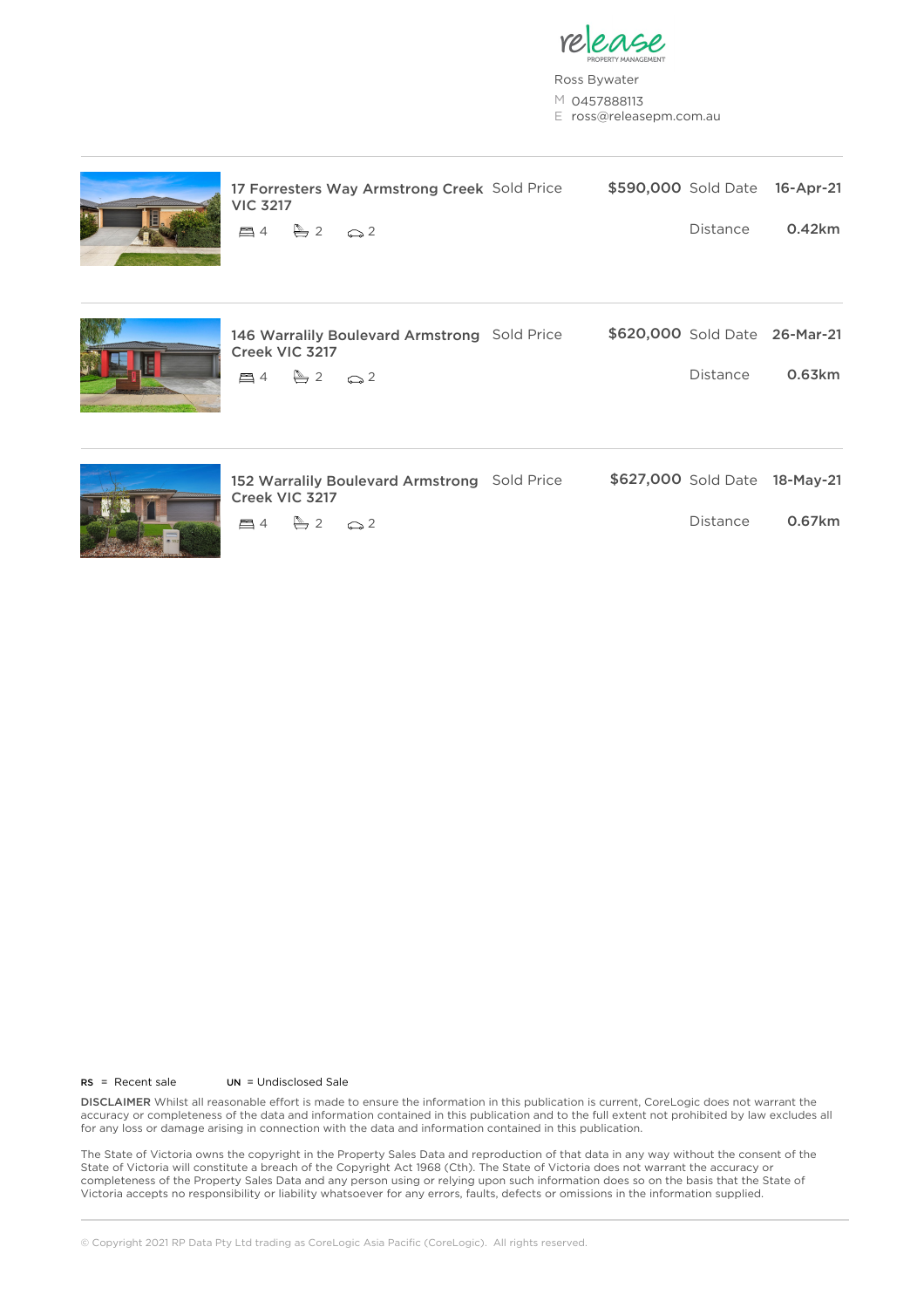release PROPERTY MANAGEMENT

Ross Bywater
M 0457888113
E ross@releasepm.com.au

| | | | | |
|---|---|---|---|---|
| 17 Forresters Way Armstrong Creek VIC 3217 | Sold Price | $590,000 | Sold Date | 16-Apr-21 |
| 4 2 2 | | | Distance | 0.42km |
| 146 Warralily Boulevard Armstrong Creek VIC 3217 | Sold Price | $620,000 | Sold Date | 26-Mar-21 |
| 4 2 2 | | | Distance | 0.63km |
| 152 Warralily Boulevard Armstrong Creek VIC 3217 | Sold Price | $627,000 | Sold Date | 18-May-21 |
| 4 2 2 | | | Distance | 0.67km |

**RS** = Recent sale **UN** = Undisclosed Sale

**DISCLAIMER** Whilst all reasonable effort is made to ensure the information in this publication is current, CoreLogic does not warrant the accuracy or completeness of the data and information contained in this publication and to the full extent not prohibited by law excludes all for any loss or damage arising in connection with the data and information contained in this publication.

The State of Victoria owns the copyright in the Property Sales Data and reproduction of that data in any way without the consent of the State of Victoria will constitute a breach of the Copyright Act 1968 (Cth). The State of Victoria does not warrant the accuracy or completeness of the Property Sales Data and any person using or relying upon such information does so on the basis that the State of Victoria accepts no responsibility or liability whatsoever for any errors, faults, defects or omissions in the information supplied.

© Copyright 2021 RP Data Pty Ltd trading as CoreLogic Asia Pacific (CoreLogic). All rights reserved.